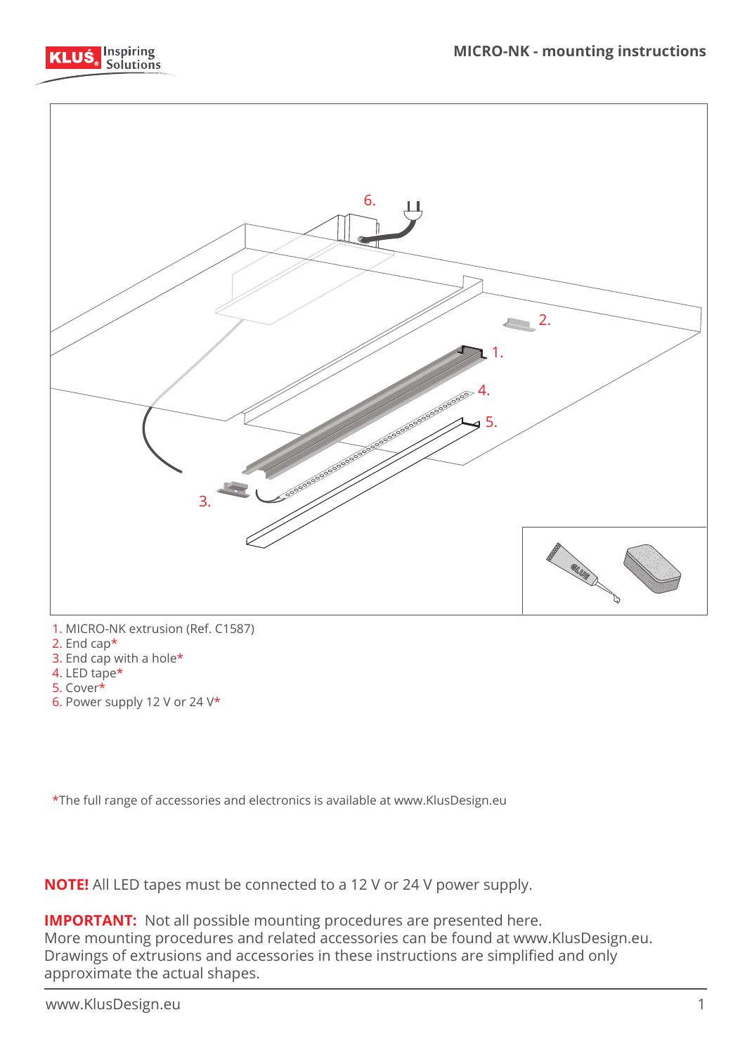# MICRO-NK - mounting instructions

1. MICRO-NK extrusion (Ref. C1587)
2. End cap*
3. End cap with a hole*
4. LED tape*
5. Cover*
6. Power supply 12 V or 24 V*

*The full range of accessories and electronics is available at www.KlusDesign.eu

**NOTE!** All LED tapes must be connected to a 12 V or 24 V power supply.

**IMPORTANT:** Not all possible mounting procedures are presented here.
More mounting procedures and related accessories can be found at www.KlusDesign.eu.
Drawings of extrusions and accessories in these instructions are simplified and only approximate the actual shapes.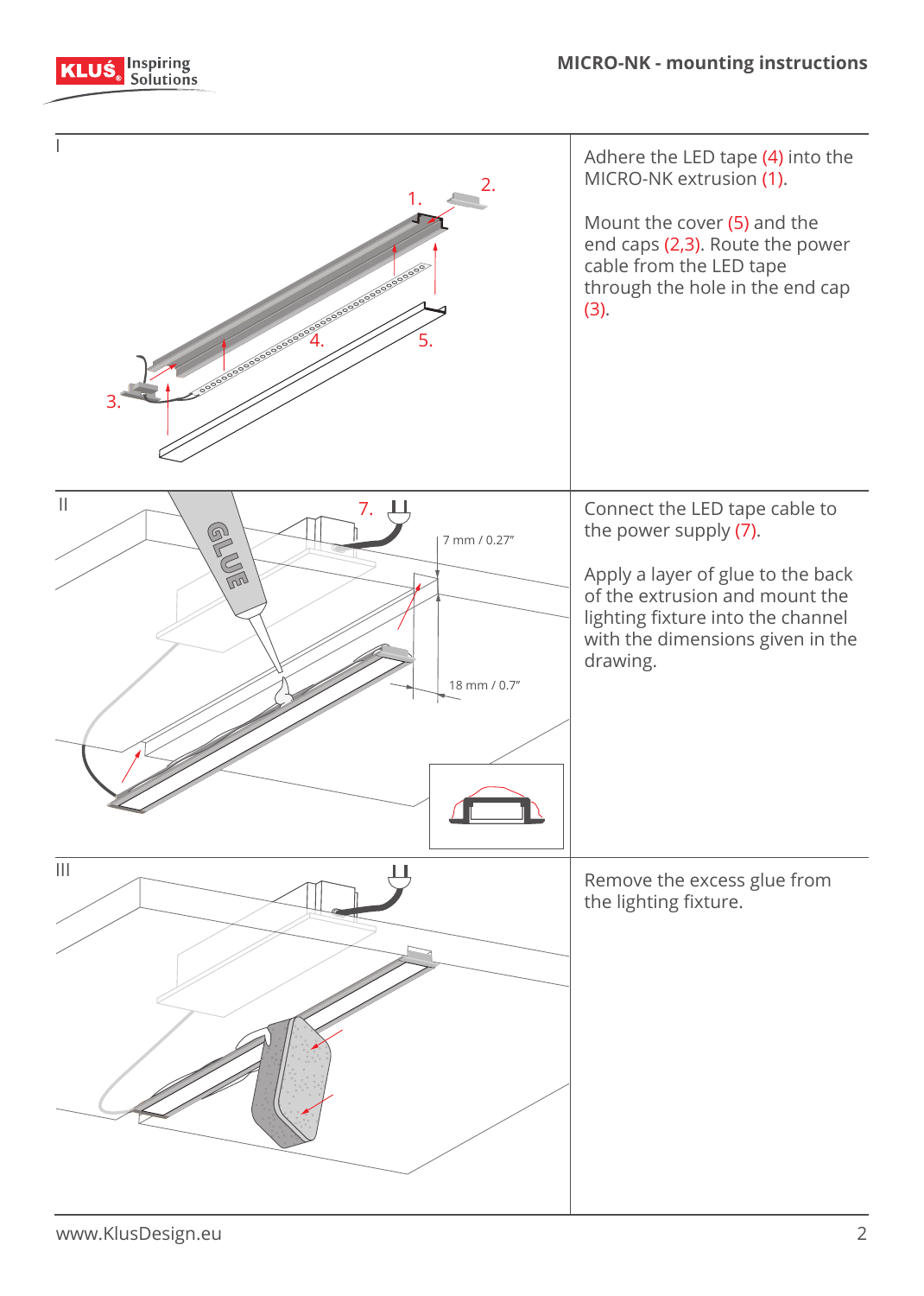## I

Adhere the LED tape (4) into the MICRO-NK extrusion (1).

Mount the cover (5) and the end caps (2,3). Route the power cable from the LED tape through the hole in the end cap (3).

## II

Connect the LED tape cable to the power supply (7).

Apply a layer of glue to the back of the extrusion and mount the lighting fixture into the channel with the dimensions given in the drawing.

7 mm / 0.27"

18 mm / 0.7"

## III

Remove the excess glue from the lighting fixture.